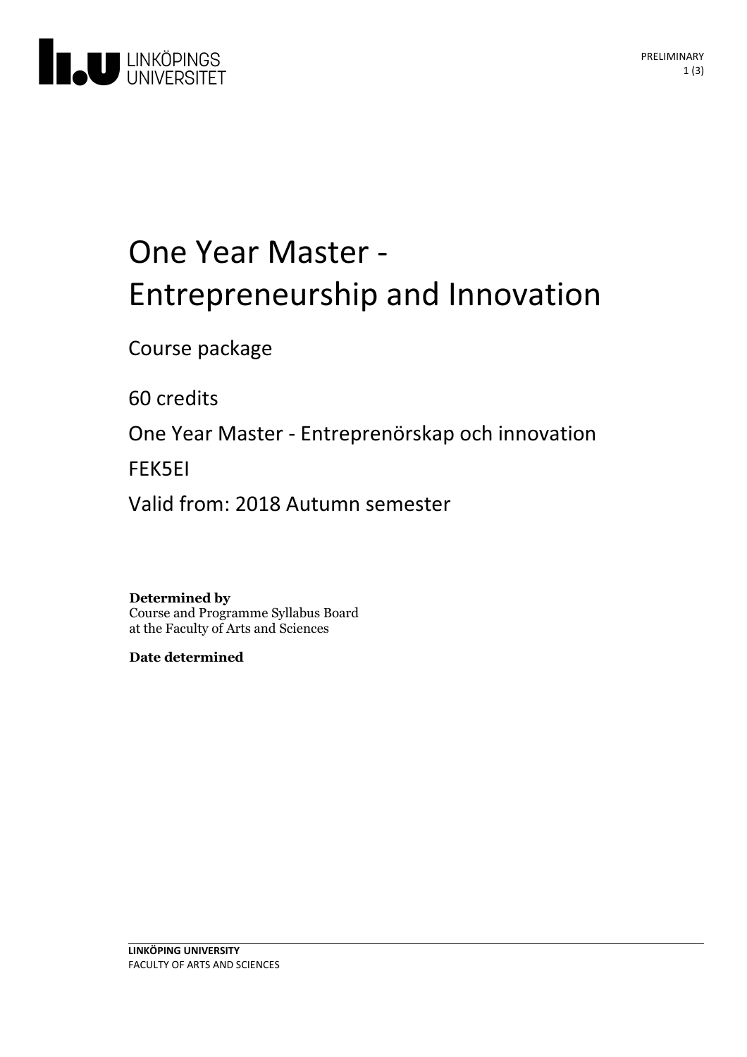# One Year Master - Entrepreneurship and Innovation

Course package

60 credits

One Year Master - Entreprenörskap och innovation

FEK5EI

Valid from: 2018 Autumn semester

**Determined by**
Course and Programme Syllabus Board
at the Faculty of Arts and Sciences

**Date determined**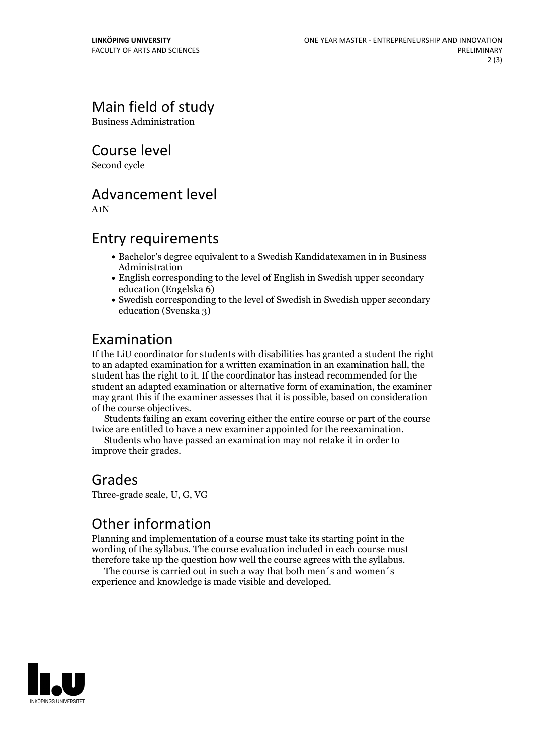## Main field of study

Business Administration

## Course level

Second cycle

## Advancement level

A1N

## Entry requirements

- Bachelor's degree equivalent to a Swedish Kandidatexamen in in Business Administration
- English corresponding to the level of English in Swedish upper secondary education (Engelska 6)
- Swedish corresponding to the level of Swedish in Swedish upper secondary education (Svenska 3)

## Examination

If the LiU coordinator for students with disabilities has granted a student the right to an adapted examination for a written examination in an examination hall, the student has the right to it. If the coordinator has instead recommended for the student an adapted examination or alternative form of examination, the examiner may grant this if the examiner assesses that it is possible, based on consideration of the course objectives.

Students failing an exam covering either the entire course or part of the course twice are entitled to have a new examiner appointed for the reexamination.

Students who have passed an examination may not retake it in order to improve their grades.

## Grades

Three-grade scale, U, G, VG

## Other information

Planning and implementation of a course must take its starting point in the wording of the syllabus. The course evaluation included in each course must therefore take up the question how well the course agrees with the syllabus.

The course is carried out in such a way that both men´s and women´s experience and knowledge is made visible and developed.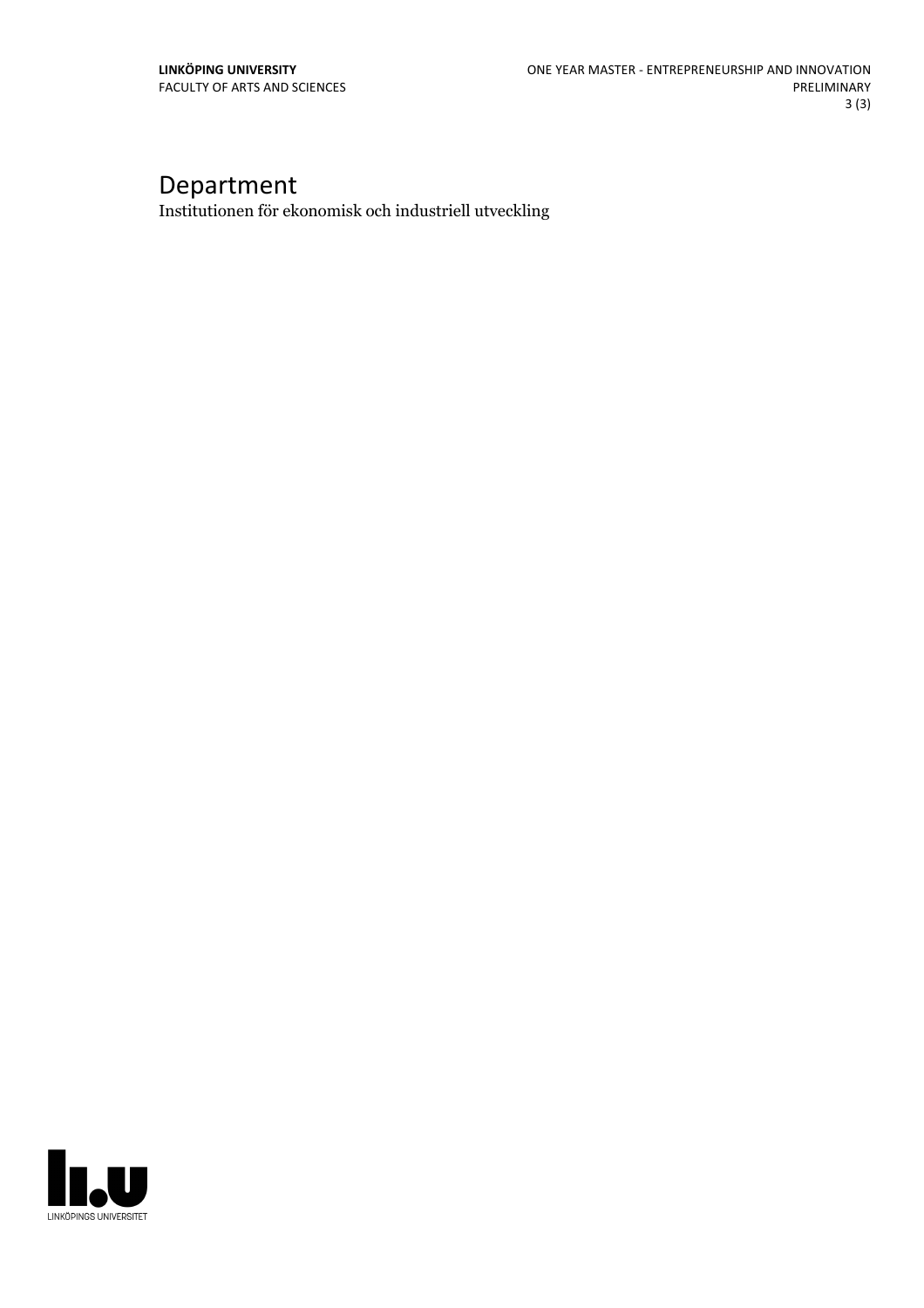# Department

Institutionen för ekonomisk och industriell utveckling